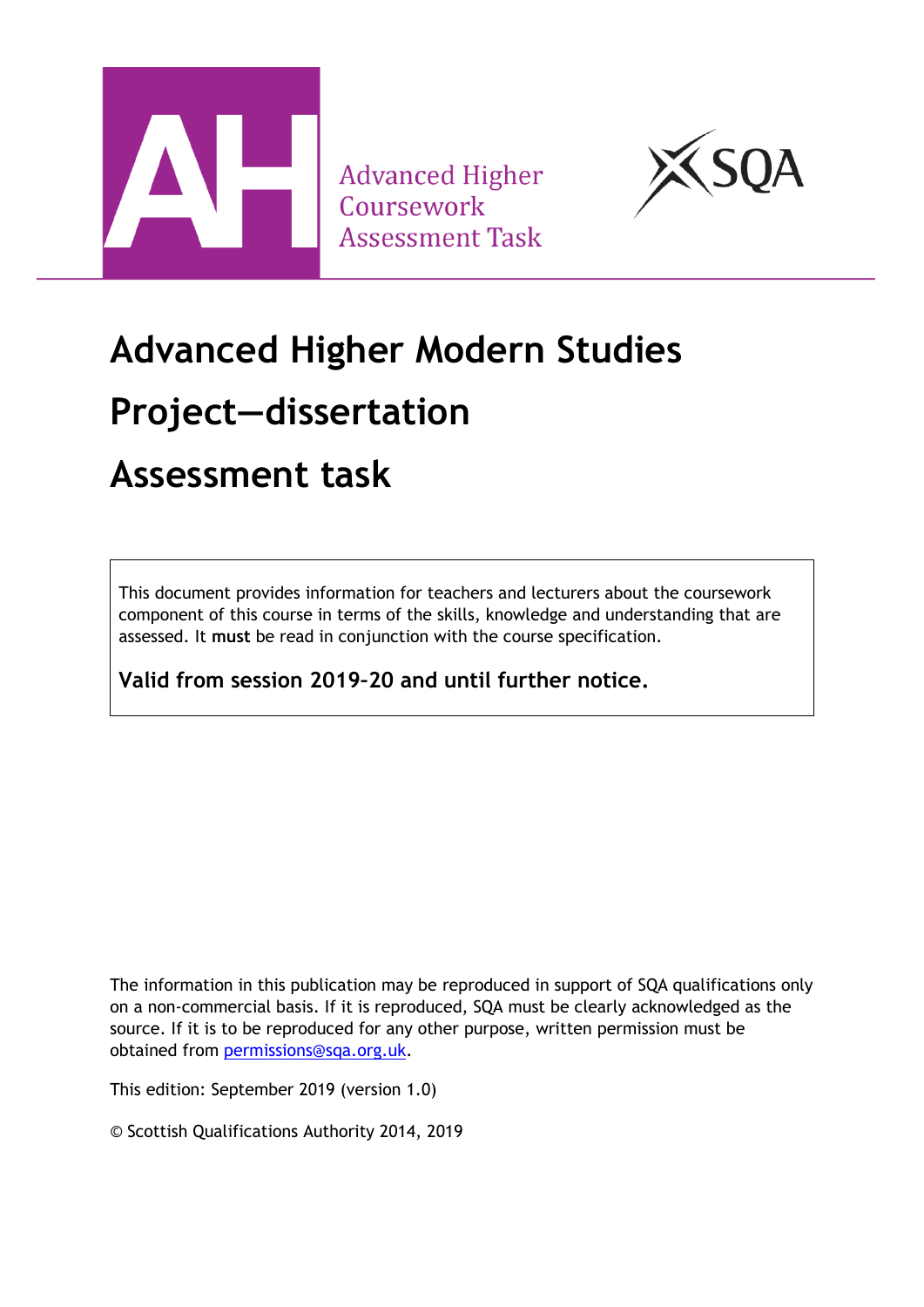Advanced Higher Coursework Assessment Task

# Advanced Higher Modern Studies

# Project—dissertation

# Assessment task

This document provides information for teachers and lecturers about the coursework component of this course in terms of the skills, knowledge and understanding that are assessed. It **must** be read in conjunction with the course specification.

**Valid from session 2019–20 and until further notice.**

The information in this publication may be reproduced in support of SQA qualifications only on a non-commercial basis. If it is reproduced, SQA must be clearly acknowledged as the source. If it is to be reproduced for any other purpose, written permission must be obtained from permissions@sqa.org.uk.

This edition: September 2019 (version 1.0)

© Scottish Qualifications Authority 2014, 2019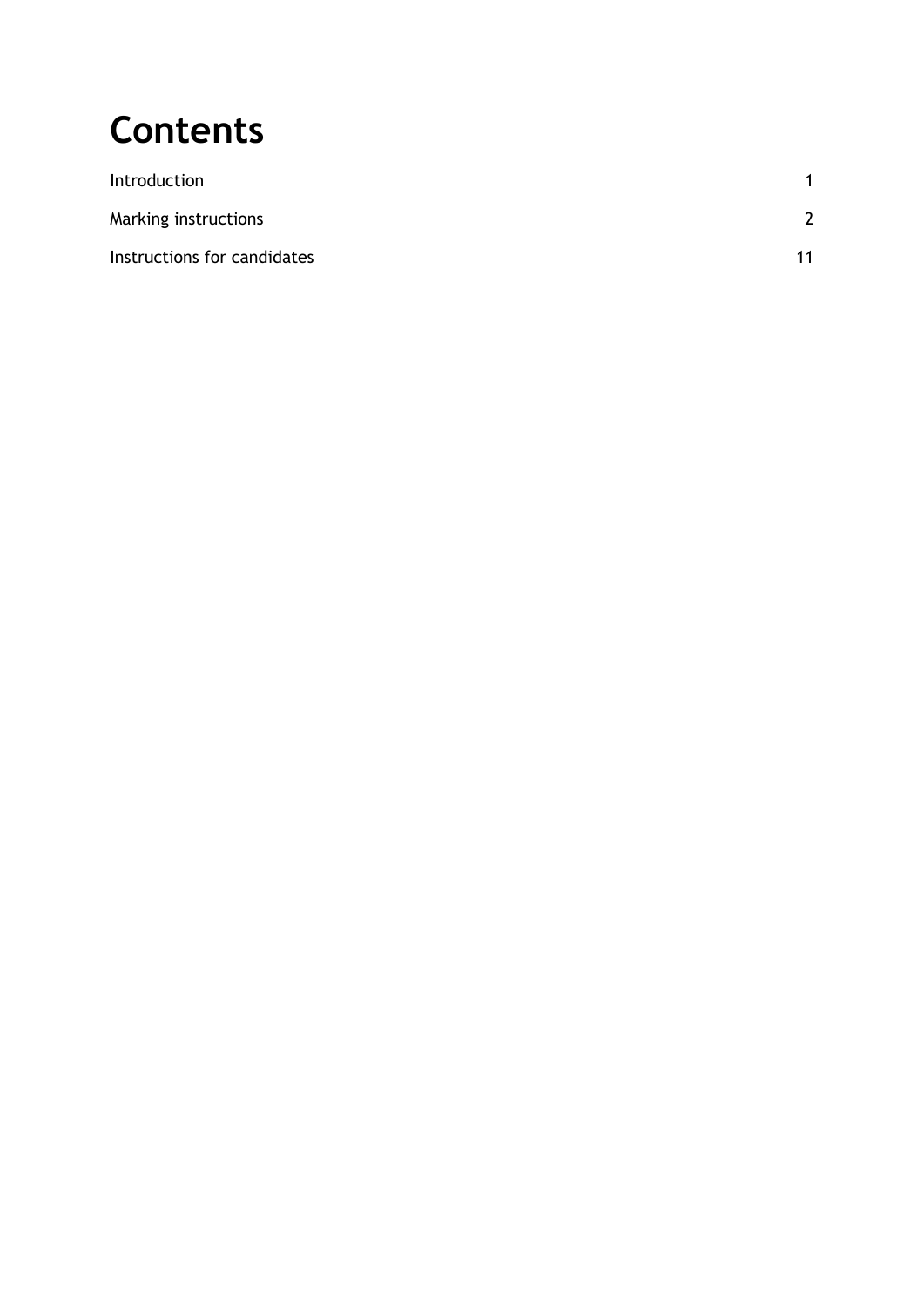# Contents

| | |
|---|---|
| Introduction | 1 |
| Marking instructions | 2 |
| Instructions for candidates | 11 |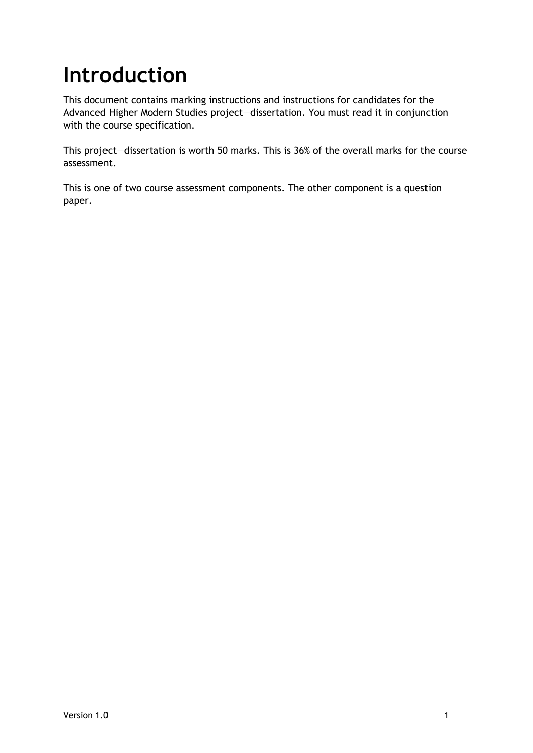# Introduction

This document contains marking instructions and instructions for candidates for the Advanced Higher Modern Studies project—dissertation. You must read it in conjunction with the course specification.

This project—dissertation is worth 50 marks. This is 36% of the overall marks for the course assessment.

This is one of two course assessment components. The other component is a question paper.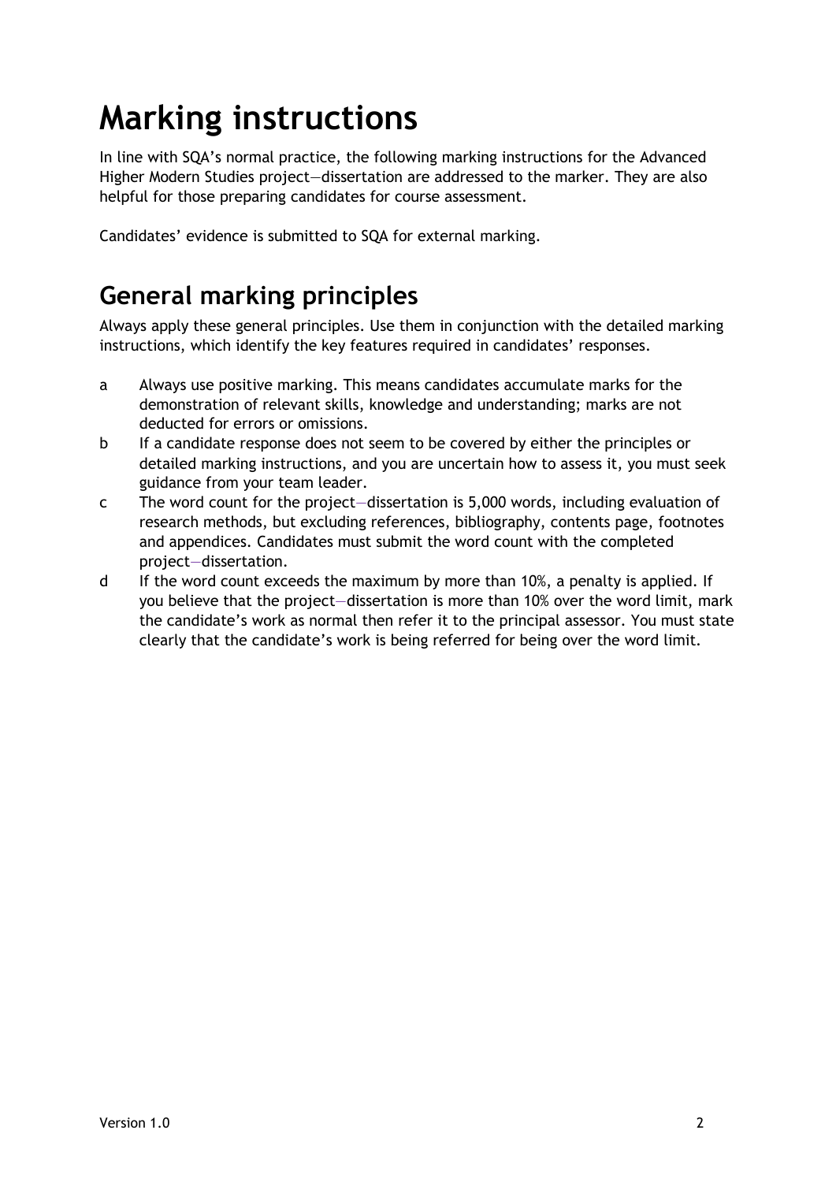# Marking instructions

In line with SQA's normal practice, the following marking instructions for the Advanced Higher Modern Studies project—dissertation are addressed to the marker. They are also helpful for those preparing candidates for course assessment.

Candidates' evidence is submitted to SQA for external marking.

## General marking principles

Always apply these general principles. Use them in conjunction with the detailed marking instructions, which identify the key features required in candidates' responses.

a Always use positive marking. This means candidates accumulate marks for the demonstration of relevant skills, knowledge and understanding; marks are not deducted for errors or omissions.

b If a candidate response does not seem to be covered by either the principles or detailed marking instructions, and you are uncertain how to assess it, you must seek guidance from your team leader.

c The word count for the project—dissertation is 5,000 words, including evaluation of research methods, but excluding references, bibliography, contents page, footnotes and appendices. Candidates must submit the word count with the completed project—dissertation.

d If the word count exceeds the maximum by more than 10%, a penalty is applied. If you believe that the project—dissertation is more than 10% over the word limit, mark the candidate's work as normal then refer it to the principal assessor. You must state clearly that the candidate's work is being referred for being over the word limit.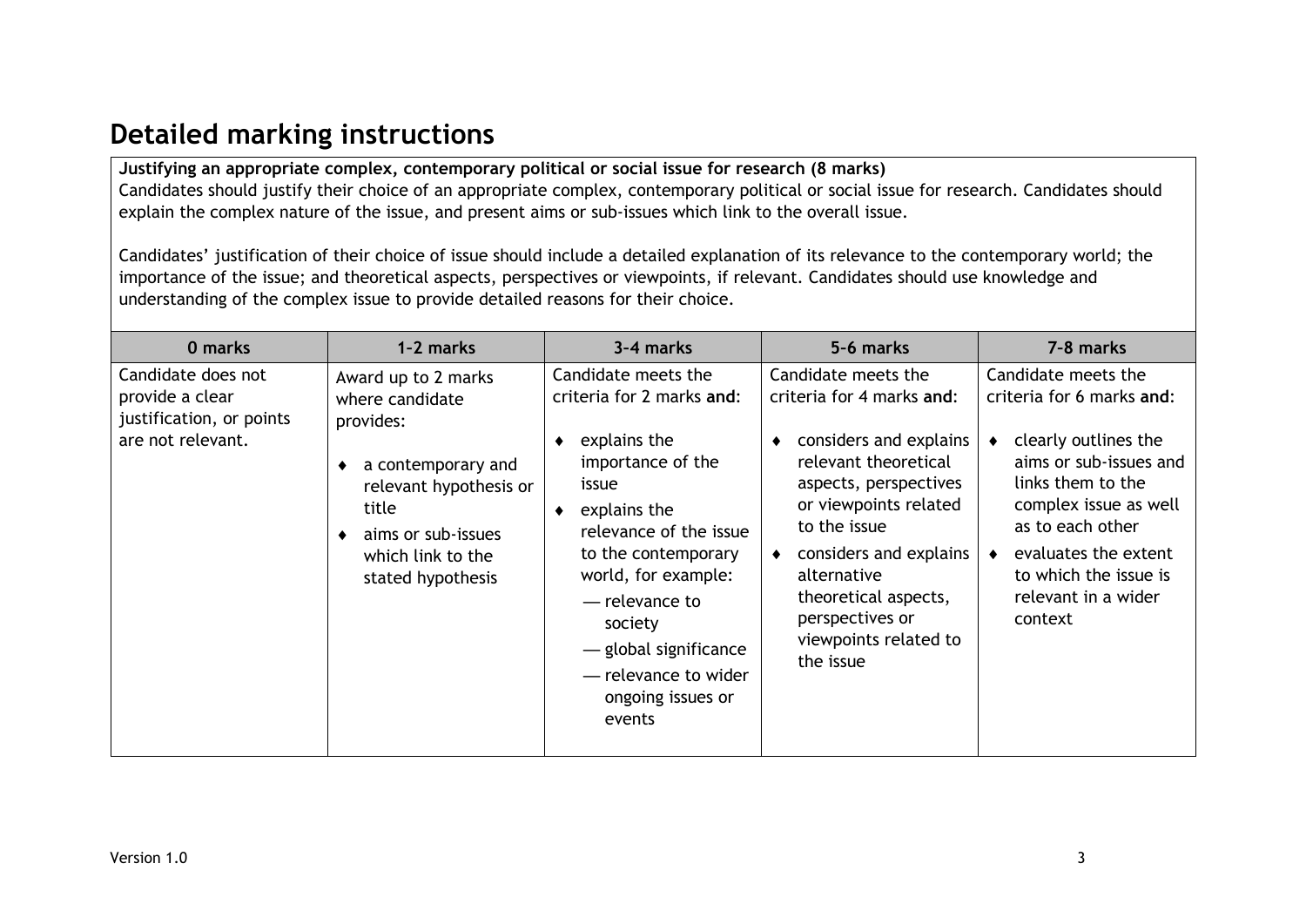# Detailed marking instructions

**Justifying an appropriate complex, contemporary political or social issue for research (8 marks)**

Candidates should justify their choice of an appropriate complex, contemporary political or social issue for research. Candidates should explain the complex nature of the issue, and present aims or sub-issues which link to the overall issue.

Candidates' justification of their choice of issue should include a detailed explanation of its relevance to the contemporary world; the importance of the issue; and theoretical aspects, perspectives or viewpoints, if relevant. Candidates should use knowledge and understanding of the complex issue to provide detailed reasons for their choice.

| 0 marks | 1–2 marks | 3–4 marks | 5–6 marks | 7–8 marks |
|---|---|---|---|---|
| Candidate does not provide a clear justification, or points are not relevant. | Award up to 2 marks where candidate provides:<br>♦ a contemporary and relevant hypothesis or title<br>♦ aims or sub-issues which link to the stated hypothesis | Candidate meets the criteria for 2 marks **and**:<br>♦ explains the importance of the issue<br>♦ explains the relevance of the issue to the contemporary world, for example:<br>— relevance to society<br>— global significance<br>— relevance to wider ongoing issues or events | Candidate meets the criteria for 4 marks **and**:<br>♦ considers and explains relevant theoretical aspects, perspectives or viewpoints related to the issue<br>♦ considers and explains alternative theoretical aspects, perspectives or viewpoints related to the issue | Candidate meets the criteria for 6 marks **and**:<br>♦ clearly outlines the aims or sub-issues and links them to the complex issue as well as to each other<br>♦ evaluates the extent to which the issue is relevant in a wider context |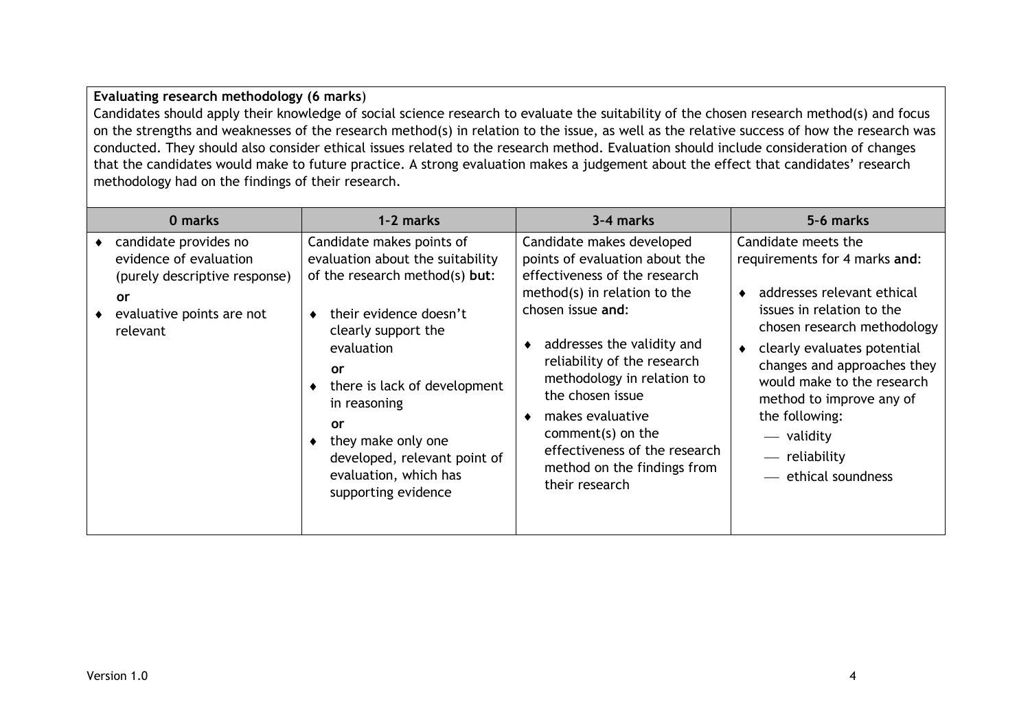**Evaluating research methodology (6 marks**)

Candidates should apply their knowledge of social science research to evaluate the suitability of the chosen research method(s) and focus on the strengths and weaknesses of the research method(s) in relation to the issue, as well as the relative success of how the research was conducted. They should also consider ethical issues related to the research method. Evaluation should include consideration of changes that the candidates would make to future practice. A strong evaluation makes a judgement about the effect that candidates' research methodology had on the findings of their research.

| 0 marks | 1-2 marks | 3-4 marks | 5-6 marks |
| --- | --- | --- | --- |
| ♦ candidate provides no evidence of evaluation (purely descriptive response)<br>**or**<br>♦ evaluative points are not relevant | Candidate makes points of evaluation about the suitability of the research method(s) **but**:<br>♦ their evidence doesn't clearly support the evaluation<br>**or**<br>♦ there is lack of development in reasoning<br>**or**<br>♦ they make only one developed, relevant point of evaluation, which has supporting evidence | Candidate makes developed points of evaluation about the effectiveness of the research method(s) in relation to the chosen issue **and**:<br>♦ addresses the validity and reliability of the research methodology in relation to the chosen issue<br>♦ makes evaluative comment(s) on the effectiveness of the research method on the findings from their research | Candidate meets the requirements for 4 marks **and**:<br>♦ addresses relevant ethical issues in relation to the chosen research methodology<br>♦ clearly evaluates potential changes and approaches they would make to the research method to improve any of the following:<br>— validity<br>— reliability<br>— ethical soundness |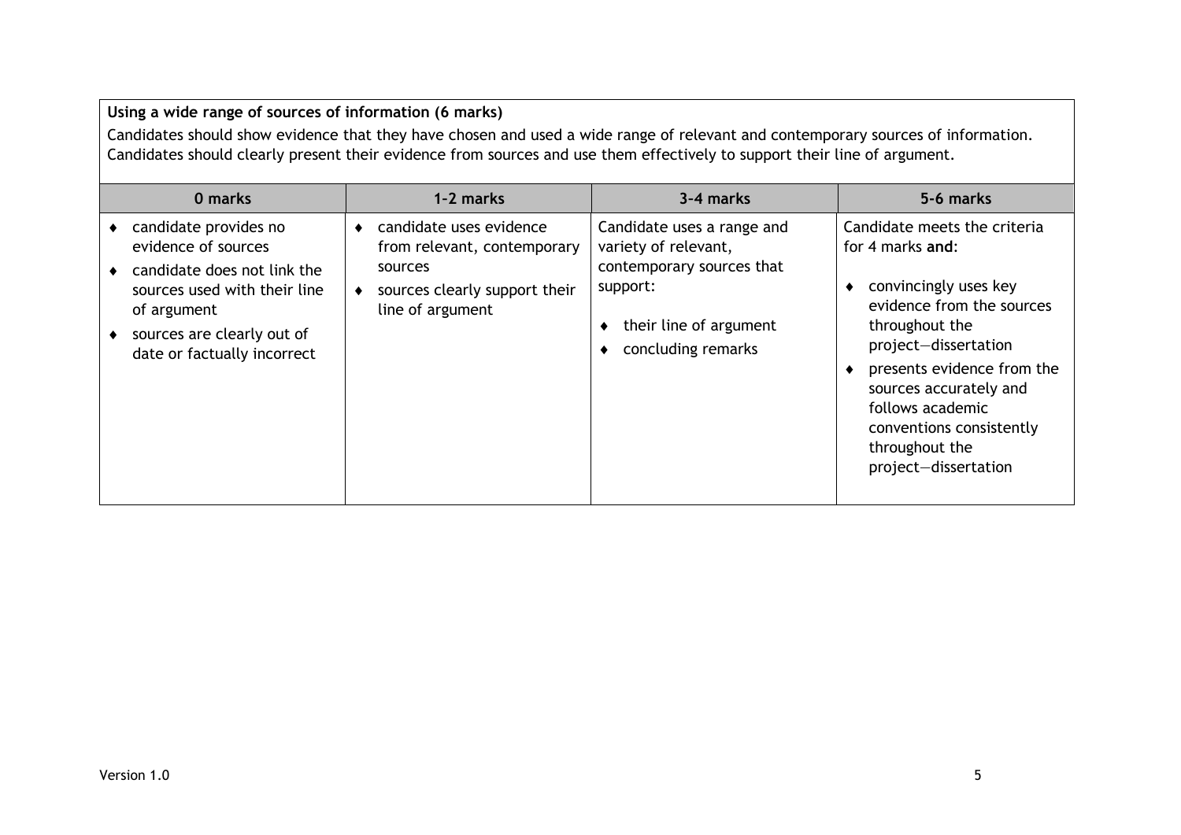**Using a wide range of sources of information (6 marks)**

Candidates should show evidence that they have chosen and used a wide range of relevant and contemporary sources of information. Candidates should clearly present their evidence from sources and use them effectively to support their line of argument.

| 0 marks | 1-2 marks | 3-4 marks | 5-6 marks |
|---|---|---|---|
| ♦ candidate provides no evidence of sources<br>♦ candidate does not link the sources used with their line of argument<br>♦ sources are clearly out of date or factually incorrect | ♦ candidate uses evidence from relevant, contemporary sources<br>♦ sources clearly support their line of argument | Candidate uses a range and variety of relevant, contemporary sources that support:<br>♦ their line of argument<br>♦ concluding remarks | Candidate meets the criteria for 4 marks **and**:<br>♦ convincingly uses key evidence from the sources throughout the project—dissertation<br>♦ presents evidence from the sources accurately and follows academic conventions consistently throughout the project—dissertation |

Version 1.0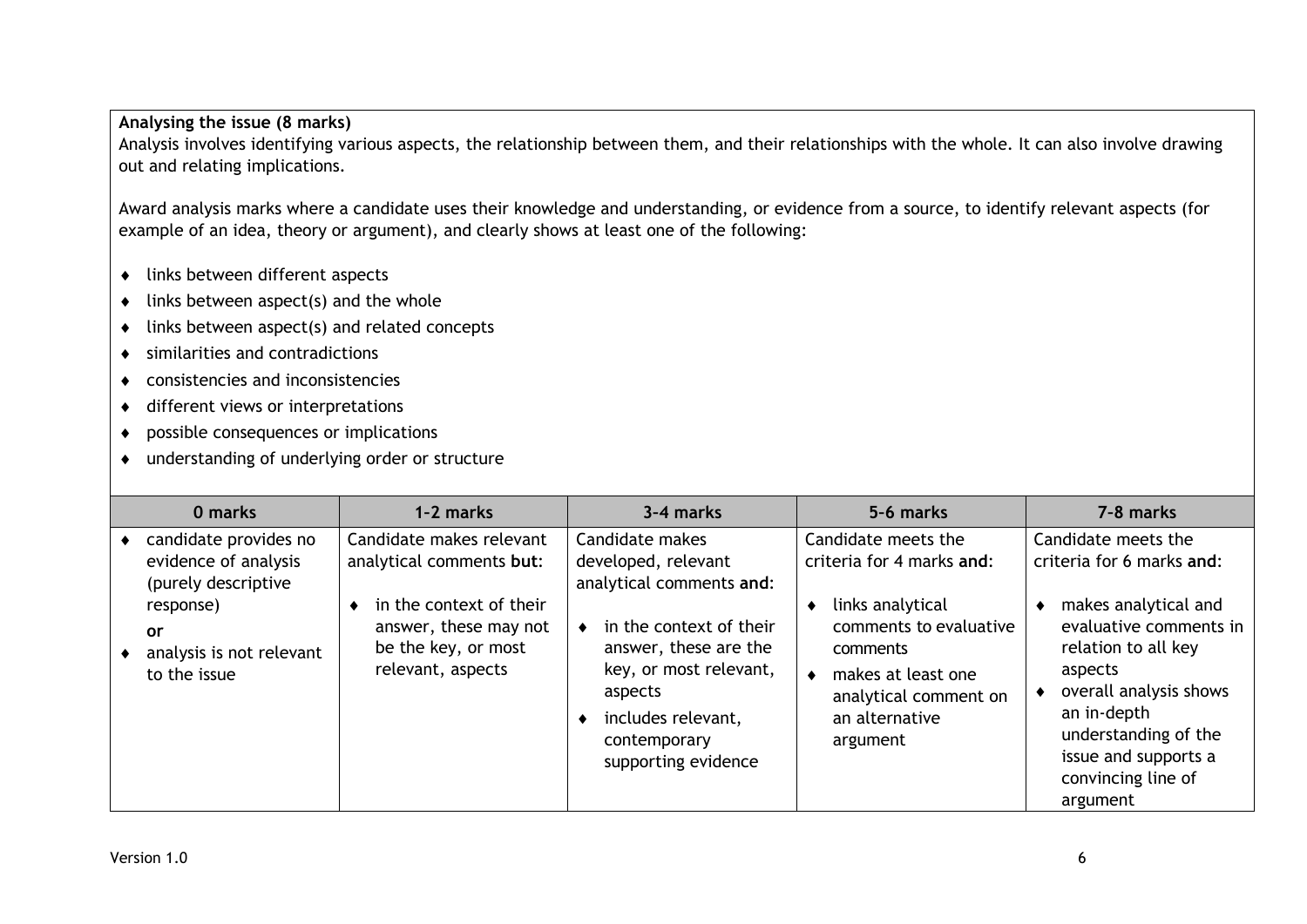**Analysing the issue (8 marks)**

Analysis involves identifying various aspects, the relationship between them, and their relationships with the whole. It can also involve drawing out and relating implications.

Award analysis marks where a candidate uses their knowledge and understanding, or evidence from a source, to identify relevant aspects (for example of an idea, theory or argument), and clearly shows at least one of the following:

- links between different aspects
- links between aspect(s) and the whole
- links between aspect(s) and related concepts
- similarities and contradictions
- consistencies and inconsistencies
- different views or interpretations
- possible consequences or implications
- understanding of underlying order or structure

| 0 marks | 1–2 marks | 3–4 marks | 5–6 marks | 7–8 marks |
|---|---|---|---|---|
| ♦ candidate provides no evidence of analysis (purely descriptive response)<br>**or**<br>♦ analysis is not relevant to the issue | Candidate makes relevant analytical comments **but**:<br>♦ in the context of their answer, these may not be the key, or most relevant, aspects | Candidate makes developed, relevant analytical comments **and**:<br>♦ in the context of their answer, these are the key, or most relevant, aspects<br>♦ includes relevant, contemporary supporting evidence | Candidate meets the criteria for 4 marks **and**:<br>♦ links analytical comments to evaluative comments<br>♦ makes at least one analytical comment on an alternative argument | Candidate meets the criteria for 6 marks **and**:<br>♦ makes analytical and evaluative comments in relation to all key aspects<br>♦ overall analysis shows an in-depth understanding of the issue and supports a convincing line of argument |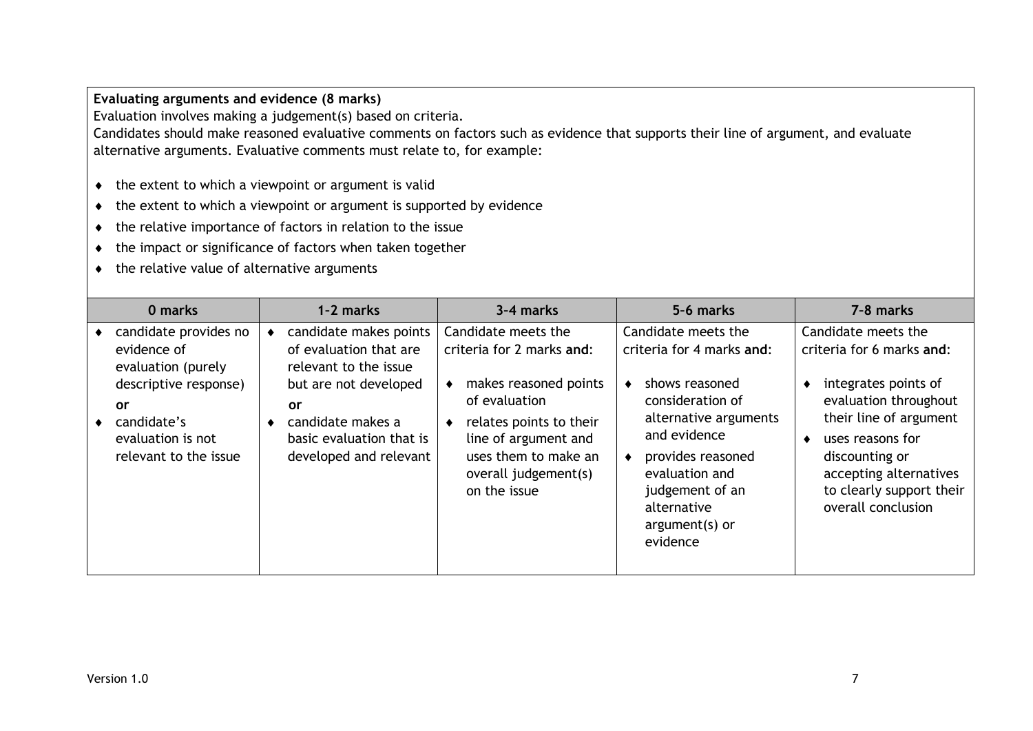**Evaluating arguments and evidence (8 marks)**

Evaluation involves making a judgement(s) based on criteria.

Candidates should make reasoned evaluative comments on factors such as evidence that supports their line of argument, and evaluate alternative arguments. Evaluative comments must relate to, for example:

- the extent to which a viewpoint or argument is valid
- the extent to which a viewpoint or argument is supported by evidence
- the relative importance of factors in relation to the issue
- the impact or significance of factors when taken together
- the relative value of alternative arguments

| 0 marks | 1–2 marks | 3–4 marks | 5–6 marks | 7–8 marks |
|---|---|---|---|---|
| ♦ candidate provides no evidence of evaluation (purely descriptive response)<br>**or**<br>♦ candidate's evaluation is not relevant to the issue | ♦ candidate makes points of evaluation that are relevant to the issue but are not developed<br>**or**<br>♦ candidate makes a basic evaluation that is developed and relevant | Candidate meets the criteria for 2 marks **and**:<br>♦ makes reasoned points of evaluation<br>♦ relates points to their line of argument and uses them to make an overall judgement(s) on the issue | Candidate meets the criteria for 4 marks **and**:<br>♦ shows reasoned consideration of alternative arguments and evidence<br>♦ provides reasoned evaluation and judgement of an alternative argument(s) or evidence | Candidate meets the criteria for 6 marks **and**:<br>♦ integrates points of evaluation throughout their line of argument<br>♦ uses reasons for discounting or accepting alternatives to clearly support their overall conclusion |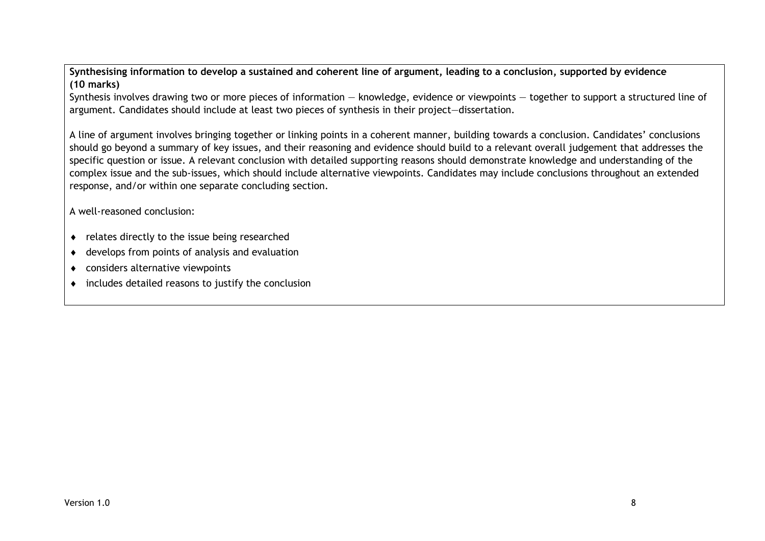**Synthesising information to develop a sustained and coherent line of argument, leading to a conclusion, supported by evidence (10 marks)**

Synthesis involves drawing two or more pieces of information — knowledge, evidence or viewpoints — together to support a structured line of argument. Candidates should include at least two pieces of synthesis in their project—dissertation.

A line of argument involves bringing together or linking points in a coherent manner, building towards a conclusion. Candidates' conclusions should go beyond a summary of key issues, and their reasoning and evidence should build to a relevant overall judgement that addresses the specific question or issue. A relevant conclusion with detailed supporting reasons should demonstrate knowledge and understanding of the complex issue and the sub-issues, which should include alternative viewpoints. Candidates may include conclusions throughout an extended response, and/or within one separate concluding section.

A well-reasoned conclusion:

- relates directly to the issue being researched
- develops from points of analysis and evaluation
- considers alternative viewpoints
- includes detailed reasons to justify the conclusion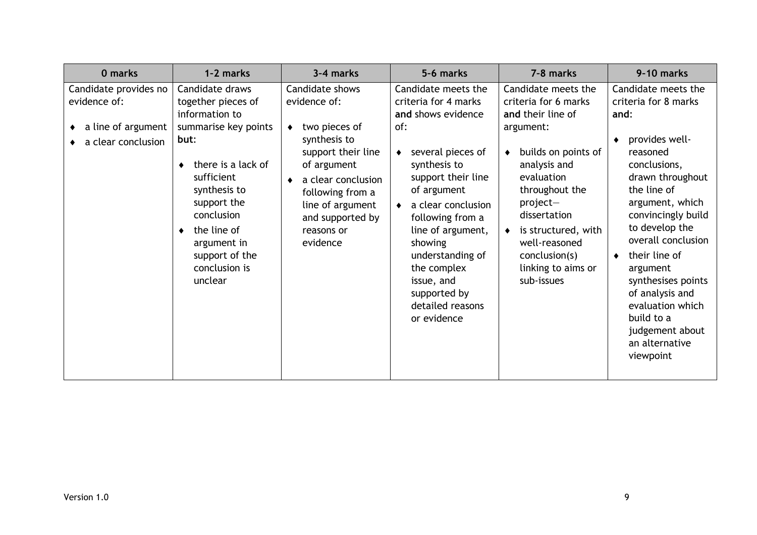| 0 marks | 1-2 marks | 3-4 marks | 5-6 marks | 7-8 marks | 9-10 marks |
|---|---|---|---|---|---|
| Candidate provides no evidence of:<br>◆ a line of argument<br>◆ a clear conclusion | Candidate draws together pieces of information to summarise key points **but**:<br>◆ there is a lack of sufficient synthesis to support the conclusion<br>◆ the line of argument in support of the conclusion is unclear | Candidate shows evidence of:<br>◆ two pieces of synthesis to support their line of argument<br>◆ a clear conclusion following from a line of argument and supported by reasons or evidence | Candidate meets the criteria for 4 marks **and** shows evidence of:<br>◆ several pieces of synthesis to support their line of argument<br>◆ a clear conclusion following from a line of argument, showing understanding of the complex issue, and supported by detailed reasons or evidence | Candidate meets the criteria for 6 marks **and** their line of argument:<br>◆ builds on points of analysis and evaluation throughout the project—dissertation<br>◆ is structured, with well-reasoned conclusion(s) linking to aims or sub-issues | Candidate meets the criteria for 8 marks **and**:<br>◆ provides well-reasoned conclusions, drawn throughout the line of argument, which convincingly build to develop the overall conclusion<br>◆ their line of argument synthesises points of analysis and evaluation which build to a judgement about an alternative viewpoint |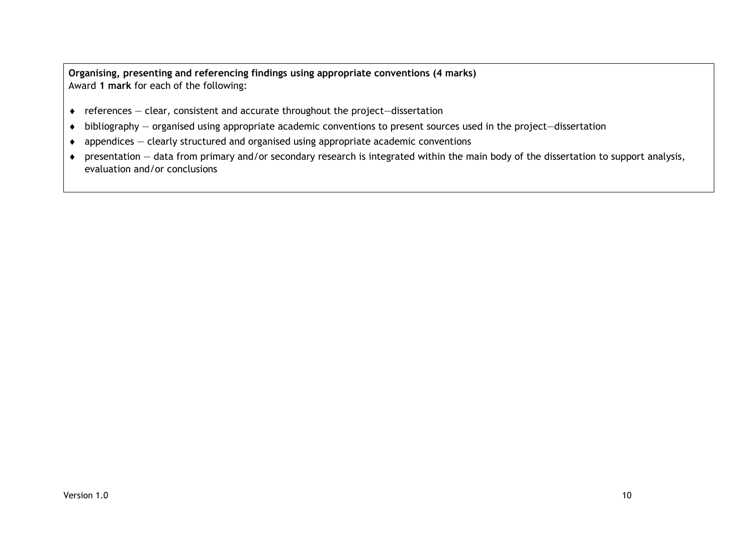**Organising, presenting and referencing findings using appropriate conventions (4 marks)**
Award **1 mark** for each of the following:

- references — clear, consistent and accurate throughout the project—dissertation
- bibliography — organised using appropriate academic conventions to present sources used in the project—dissertation
- appendices — clearly structured and organised using appropriate academic conventions
- presentation — data from primary and/or secondary research is integrated within the main body of the dissertation to support analysis, evaluation and/or conclusions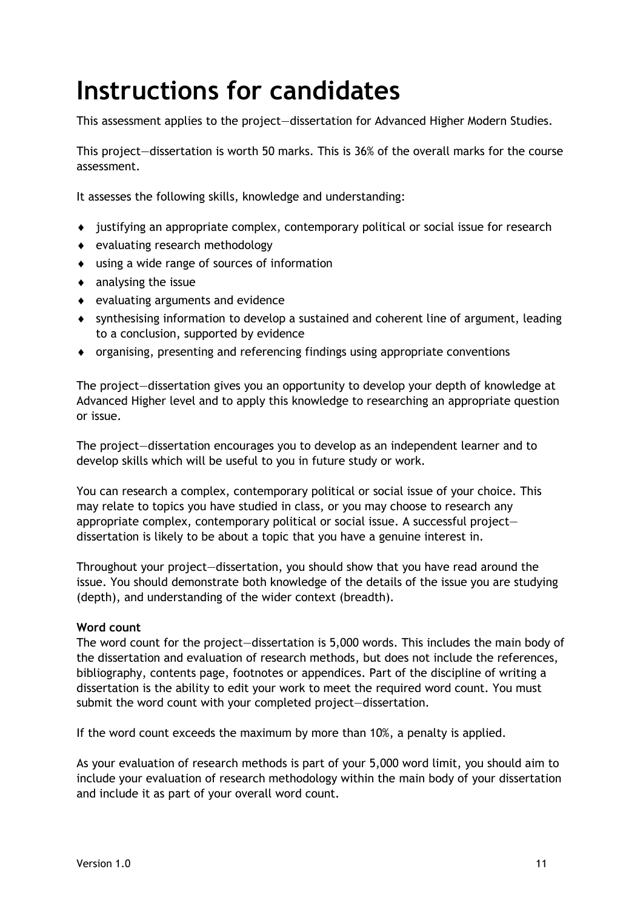# Instructions for candidates

This assessment applies to the project—dissertation for Advanced Higher Modern Studies.

This project—dissertation is worth 50 marks. This is 36% of the overall marks for the course assessment.

It assesses the following skills, knowledge and understanding:

- justifying an appropriate complex, contemporary political or social issue for research
- evaluating research methodology
- using a wide range of sources of information
- analysing the issue
- evaluating arguments and evidence
- synthesising information to develop a sustained and coherent line of argument, leading to a conclusion, supported by evidence
- organising, presenting and referencing findings using appropriate conventions

The project—dissertation gives you an opportunity to develop your depth of knowledge at Advanced Higher level and to apply this knowledge to researching an appropriate question or issue.

The project—dissertation encourages you to develop as an independent learner and to develop skills which will be useful to you in future study or work.

You can research a complex, contemporary political or social issue of your choice. This may relate to topics you have studied in class, or you may choose to research any appropriate complex, contemporary political or social issue. A successful project—dissertation is likely to be about a topic that you have a genuine interest in.

Throughout your project—dissertation, you should show that you have read around the issue. You should demonstrate both knowledge of the details of the issue you are studying (depth), and understanding of the wider context (breadth).

**Word count**

The word count for the project—dissertation is 5,000 words. This includes the main body of the dissertation and evaluation of research methods, but does not include the references, bibliography, contents page, footnotes or appendices. Part of the discipline of writing a dissertation is the ability to edit your work to meet the required word count. You must submit the word count with your completed project—dissertation.

If the word count exceeds the maximum by more than 10%, a penalty is applied.

As your evaluation of research methods is part of your 5,000 word limit, you should aim to include your evaluation of research methodology within the main body of your dissertation and include it as part of your overall word count.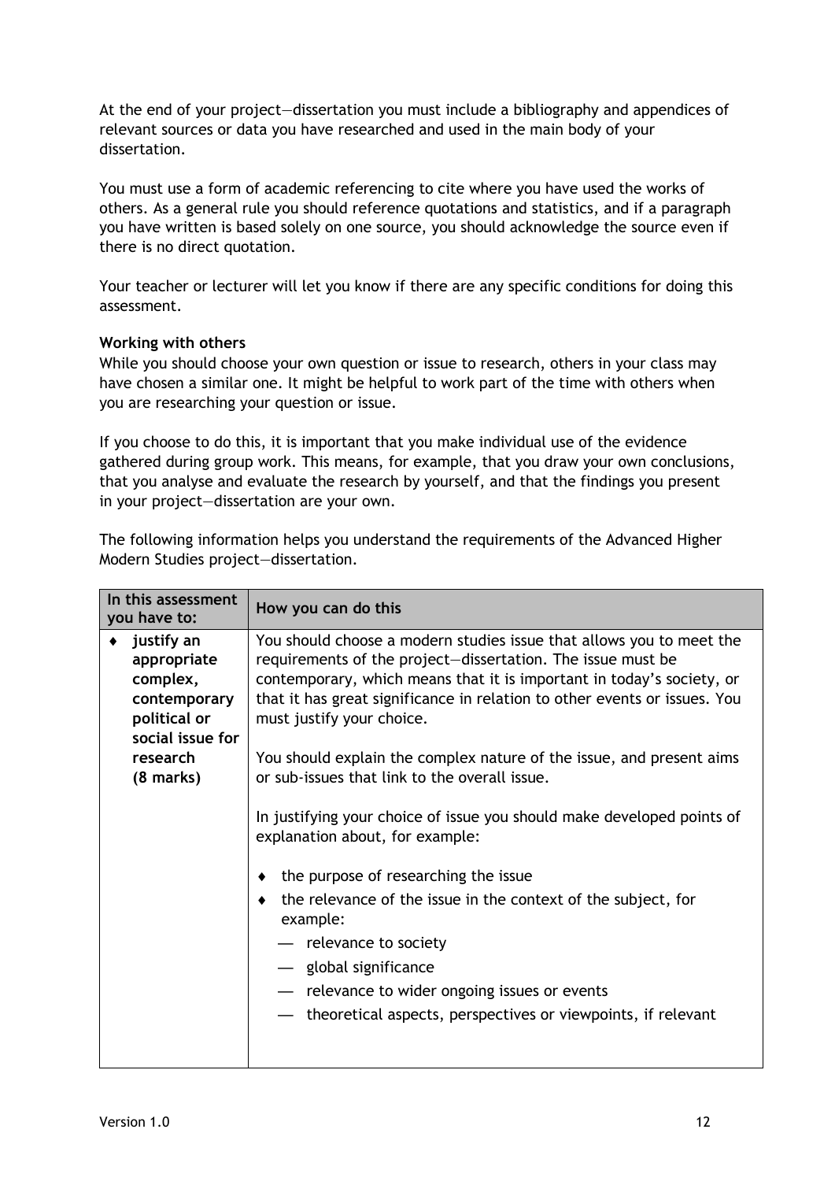At the end of your project—dissertation you must include a bibliography and appendices of relevant sources or data you have researched and used in the main body of your dissertation.

You must use a form of academic referencing to cite where you have used the works of others. As a general rule you should reference quotations and statistics, and if a paragraph you have written is based solely on one source, you should acknowledge the source even if there is no direct quotation.

Your teacher or lecturer will let you know if there are any specific conditions for doing this assessment.

**Working with others**

While you should choose your own question or issue to research, others in your class may have chosen a similar one. It might be helpful to work part of the time with others when you are researching your question or issue.

If you choose to do this, it is important that you make individual use of the evidence gathered during group work. This means, for example, that you draw your own conclusions, that you analyse and evaluate the research by yourself, and that the findings you present in your project—dissertation are your own.

The following information helps you understand the requirements of the Advanced Higher Modern Studies project—dissertation.

| In this assessment you have to: | How you can do this |
|---|---|
| ♦ **justify an appropriate complex, contemporary political or social issue for research (8 marks)** | You should choose a modern studies issue that allows you to meet the requirements of the project—dissertation. The issue must be contemporary, which means that it is important in today's society, or that it has great significance in relation to other events or issues. You must justify your choice.<br><br>You should explain the complex nature of the issue, and present aims or sub-issues that link to the overall issue.<br><br>In justifying your choice of issue you should make developed points of explanation about, for example:<br><br>♦ the purpose of researching the issue<br>♦ the relevance of the issue in the context of the subject, for example:<br>— relevance to society<br>— global significance<br>— relevance to wider ongoing issues or events<br>— theoretical aspects, perspectives or viewpoints, if relevant |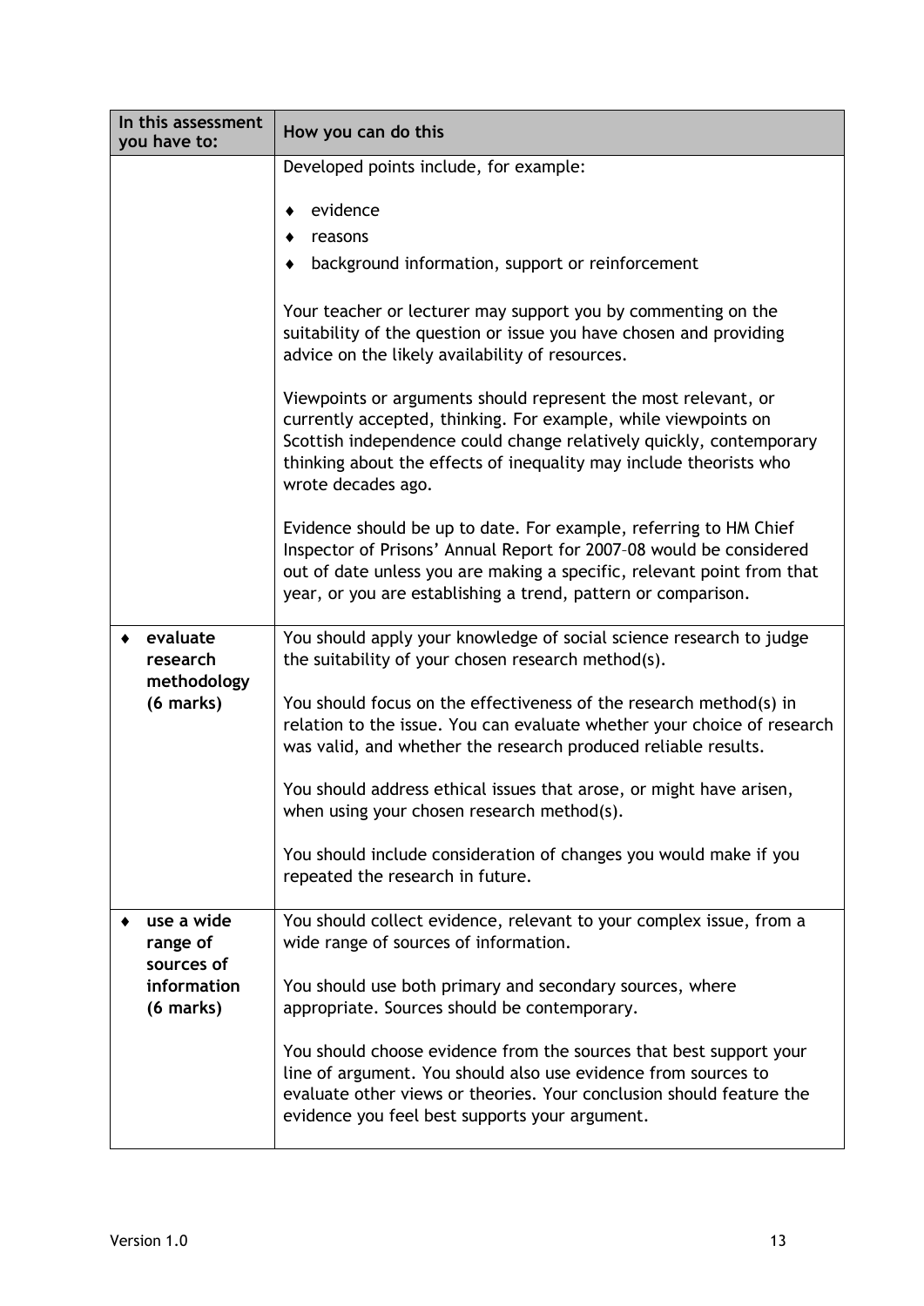| In this assessment you have to: | How you can do this |
| --- | --- |
| | Developed points include, for example:<br><br>♦ evidence<br>♦ reasons<br>♦ background information, support or reinforcement<br><br>Your teacher or lecturer may support you by commenting on the suitability of the question or issue you have chosen and providing advice on the likely availability of resources.<br><br>Viewpoints or arguments should represent the most relevant, or currently accepted, thinking. For example, while viewpoints on Scottish independence could change relatively quickly, contemporary thinking about the effects of inequality may include theorists who wrote decades ago.<br><br>Evidence should be up to date. For example, referring to HM Chief Inspector of Prisons' Annual Report for 2007–08 would be considered out of date unless you are making a specific, relevant point from that year, or you are establishing a trend, pattern or comparison. |
| ♦ **evaluate research methodology (6 marks)** | You should apply your knowledge of social science research to judge the suitability of your chosen research method(s).<br><br>You should focus on the effectiveness of the research method(s) in relation to the issue. You can evaluate whether your choice of research was valid, and whether the research produced reliable results.<br><br>You should address ethical issues that arose, or might have arisen, when using your chosen research method(s).<br><br>You should include consideration of changes you would make if you repeated the research in future. |
| ♦ **use a wide range of sources of information (6 marks)** | You should collect evidence, relevant to your complex issue, from a wide range of sources of information.<br><br>You should use both primary and secondary sources, where appropriate. Sources should be contemporary.<br><br>You should choose evidence from the sources that best support your line of argument. You should also use evidence from sources to evaluate other views or theories. Your conclusion should feature the evidence you feel best supports your argument. |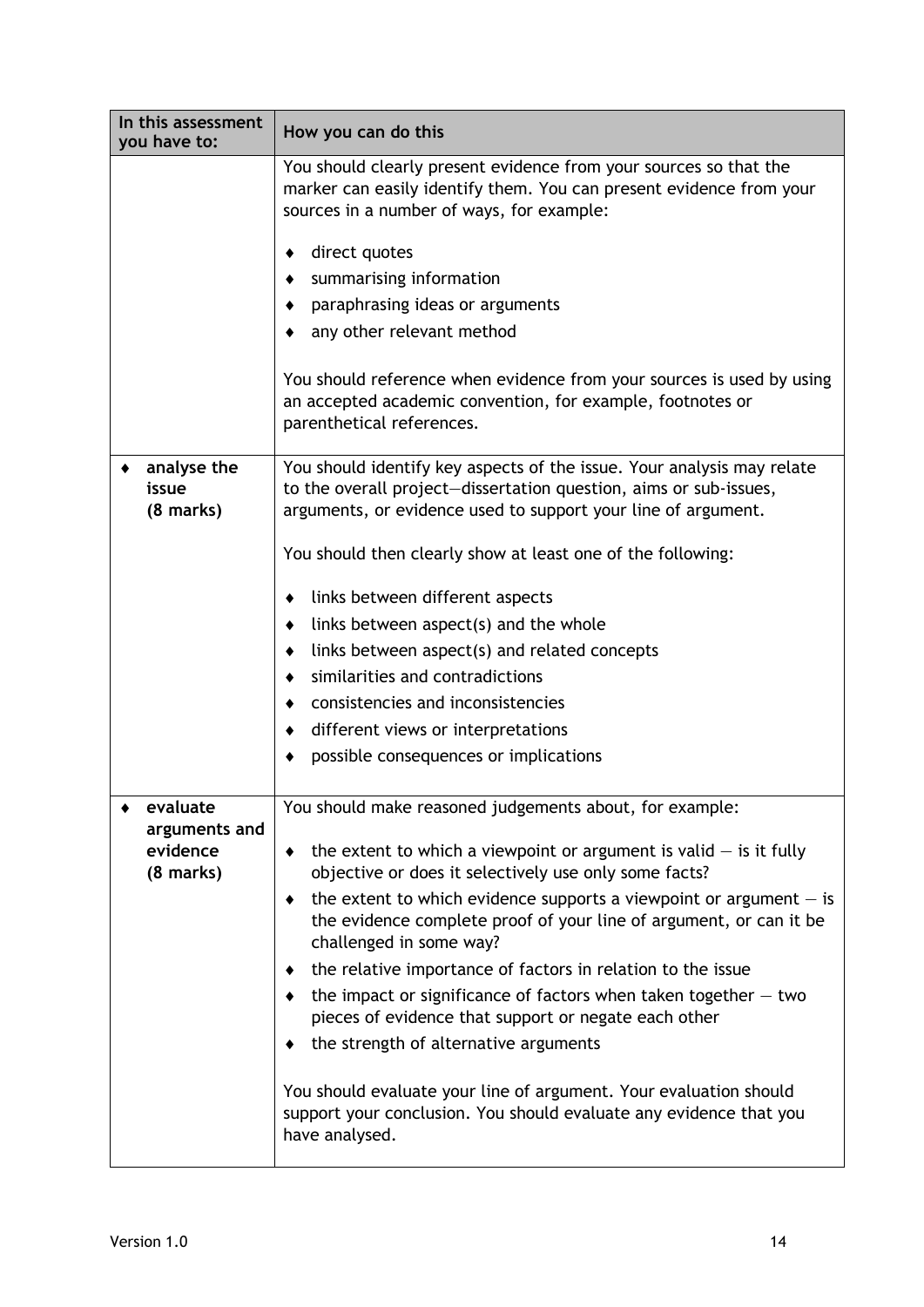| In this assessment you have to: | How you can do this |
|---|---|
| | You should clearly present evidence from your sources so that the marker can easily identify them. You can present evidence from your sources in a number of ways, for example:<br><br>♦ direct quotes<br>♦ summarising information<br>♦ paraphrasing ideas or arguments<br>♦ any other relevant method<br><br>You should reference when evidence from your sources is used by using an accepted academic convention, for example, footnotes or parenthetical references. |
| ♦ **analyse the issue (8 marks)** | You should identify key aspects of the issue. Your analysis may relate to the overall project—dissertation question, aims or sub-issues, arguments, or evidence used to support your line of argument.<br><br>You should then clearly show at least one of the following:<br><br>♦ links between different aspects<br>♦ links between aspect(s) and the whole<br>♦ links between aspect(s) and related concepts<br>♦ similarities and contradictions<br>♦ consistencies and inconsistencies<br>♦ different views or interpretations<br>♦ possible consequences or implications |
| ♦ **evaluate arguments and evidence (8 marks)** | You should make reasoned judgements about, for example:<br><br>♦ the extent to which a viewpoint or argument is valid — is it fully objective or does it selectively use only some facts?<br>♦ the extent to which evidence supports a viewpoint or argument — is the evidence complete proof of your line of argument, or can it be challenged in some way?<br>♦ the relative importance of factors in relation to the issue<br>♦ the impact or significance of factors when taken together — two pieces of evidence that support or negate each other<br>♦ the strength of alternative arguments<br><br>You should evaluate your line of argument. Your evaluation should support your conclusion. You should evaluate any evidence that you have analysed. |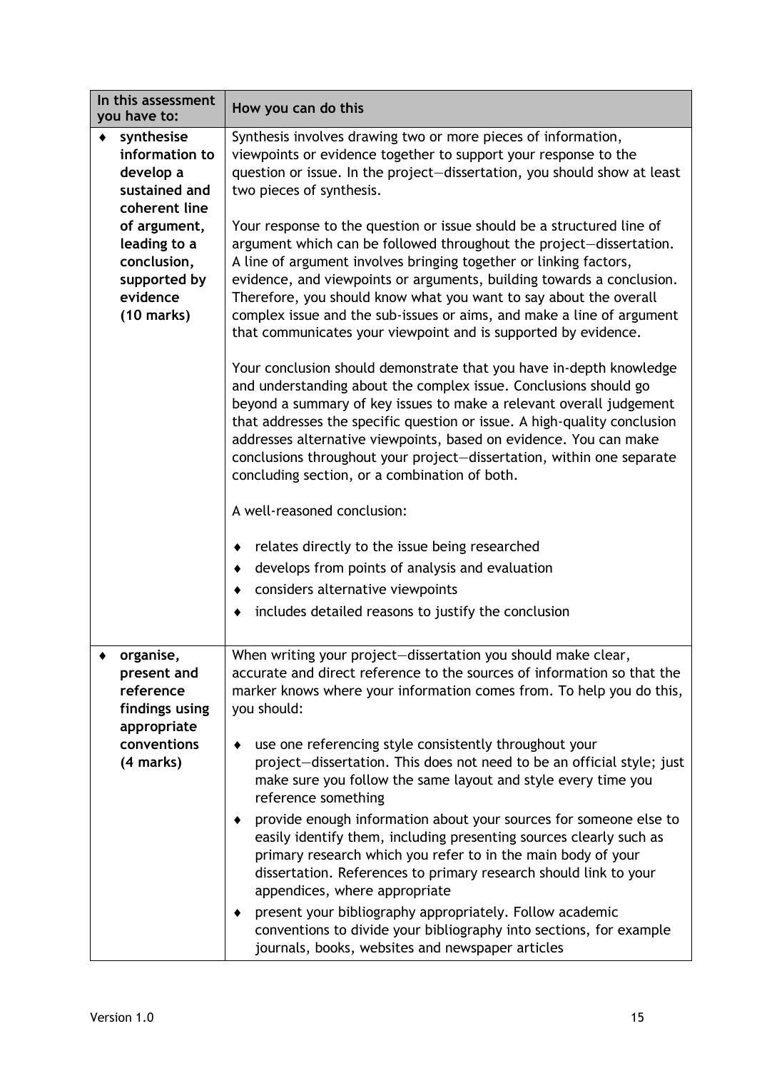| In this assessment you have to: | How you can do this |
|---|---|
| ♦ **synthesise information to develop a sustained and coherent line of argument, leading to a conclusion, supported by evidence (10 marks)** | Synthesis involves drawing two or more pieces of information, viewpoints or evidence together to support your response to the question or issue. In the project—dissertation, you should show at least two pieces of synthesis.<br><br>Your response to the question or issue should be a structured line of argument which can be followed throughout the project—dissertation. A line of argument involves bringing together or linking factors, evidence, and viewpoints or arguments, building towards a conclusion. Therefore, you should know what you want to say about the overall complex issue and the sub-issues or aims, and make a line of argument that communicates your viewpoint and is supported by evidence.<br><br>Your conclusion should demonstrate that you have in-depth knowledge and understanding about the complex issue. Conclusions should go beyond a summary of key issues to make a relevant overall judgement that addresses the specific question or issue. A high-quality conclusion addresses alternative viewpoints, based on evidence. You can make conclusions throughout your project—dissertation, within one separate concluding section, or a combination of both.<br><br>A well-reasoned conclusion:<br><br>♦ relates directly to the issue being researched<br>♦ develops from points of analysis and evaluation<br>♦ considers alternative viewpoints<br>♦ includes detailed reasons to justify the conclusion |
| ♦ **organise, present and reference findings using appropriate conventions (4 marks)** | When writing your project—dissertation you should make clear, accurate and direct reference to the sources of information so that the marker knows where your information comes from. To help you do this, you should:<br><br>♦ use one referencing style consistently throughout your project—dissertation. This does not need to be an official style; just make sure you follow the same layout and style every time you reference something<br>♦ provide enough information about your sources for someone else to easily identify them, including presenting sources clearly such as primary research which you refer to in the main body of your dissertation. References to primary research should link to your appendices, where appropriate<br>♦ present your bibliography appropriately. Follow academic conventions to divide your bibliography into sections, for example journals, books, websites and newspaper articles |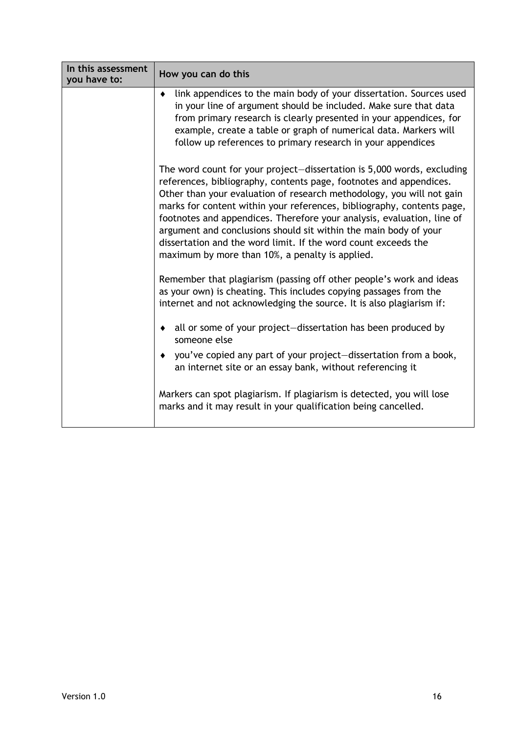| In this assessment you have to: | How you can do this |
| --- | --- |
| | ♦ link appendices to the main body of your dissertation. Sources used in your line of argument should be included. Make sure that data from primary research is clearly presented in your appendices, for example, create a table or graph of numerical data. Markers will follow up references to primary research in your appendices<br><br>The word count for your project—dissertation is 5,000 words, excluding references, bibliography, contents page, footnotes and appendices. Other than your evaluation of research methodology, you will not gain marks for content within your references, bibliography, contents page, footnotes and appendices. Therefore your analysis, evaluation, line of argument and conclusions should sit within the main body of your dissertation and the word limit. If the word count exceeds the maximum by more than 10%, a penalty is applied.<br><br>Remember that plagiarism (passing off other people's work and ideas as your own) is cheating. This includes copying passages from the internet and not acknowledging the source. It is also plagiarism if:<br><br>♦ all or some of your project—dissertation has been produced by someone else<br>♦ you've copied any part of your project—dissertation from a book, an internet site or an essay bank, without referencing it<br><br>Markers can spot plagiarism. If plagiarism is detected, you will lose marks and it may result in your qualification being cancelled. |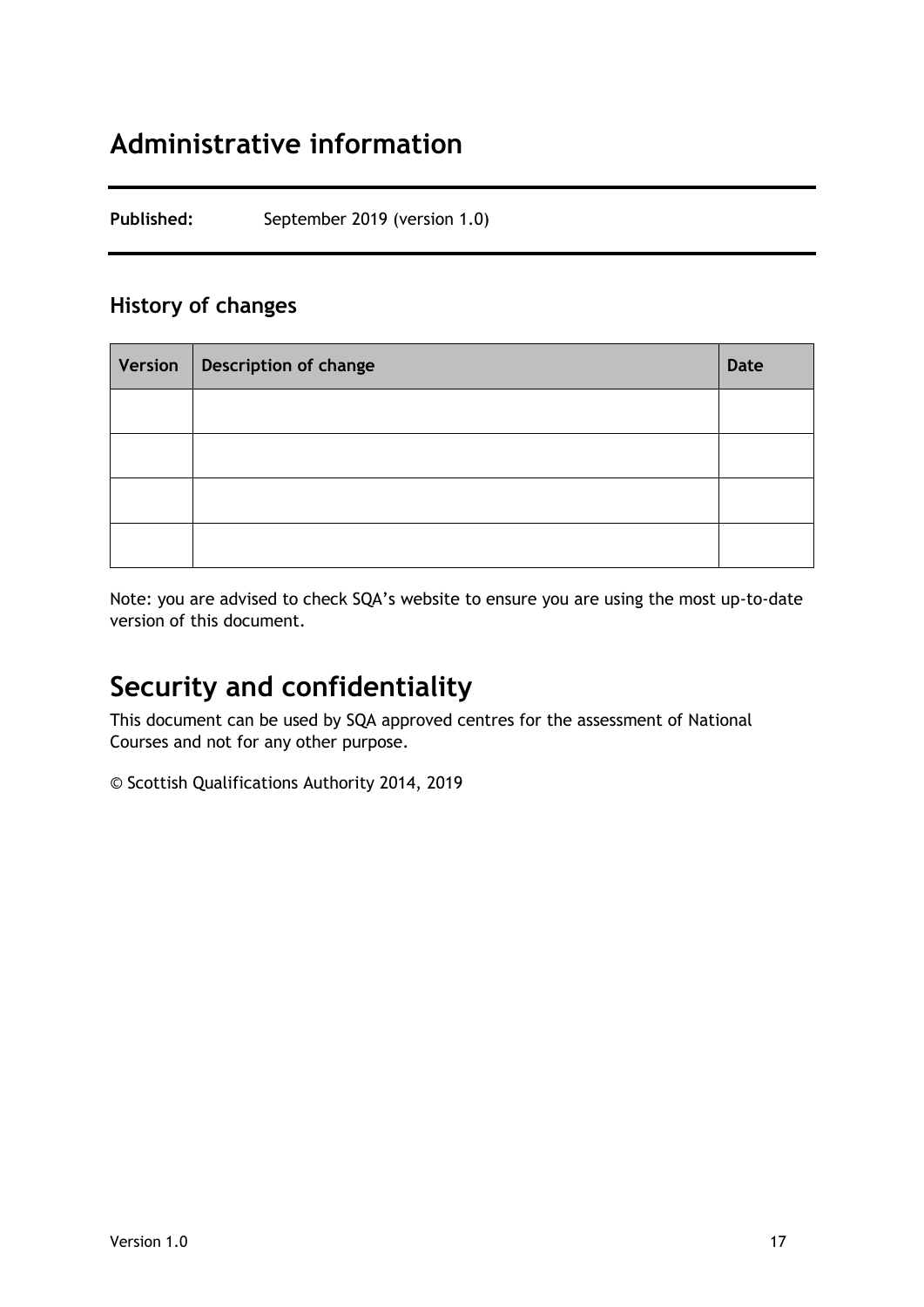# Administrative information

**Published:** September 2019 (version 1.0)

## History of changes

| Version | Description of change | Date |
|---|---|---|
| | | |
| | | |
| | | |
| | | |

Note: you are advised to check SQA's website to ensure you are using the most up-to-date version of this document.

# Security and confidentiality

This document can be used by SQA approved centres for the assessment of National Courses and not for any other purpose.

© Scottish Qualifications Authority 2014, 2019